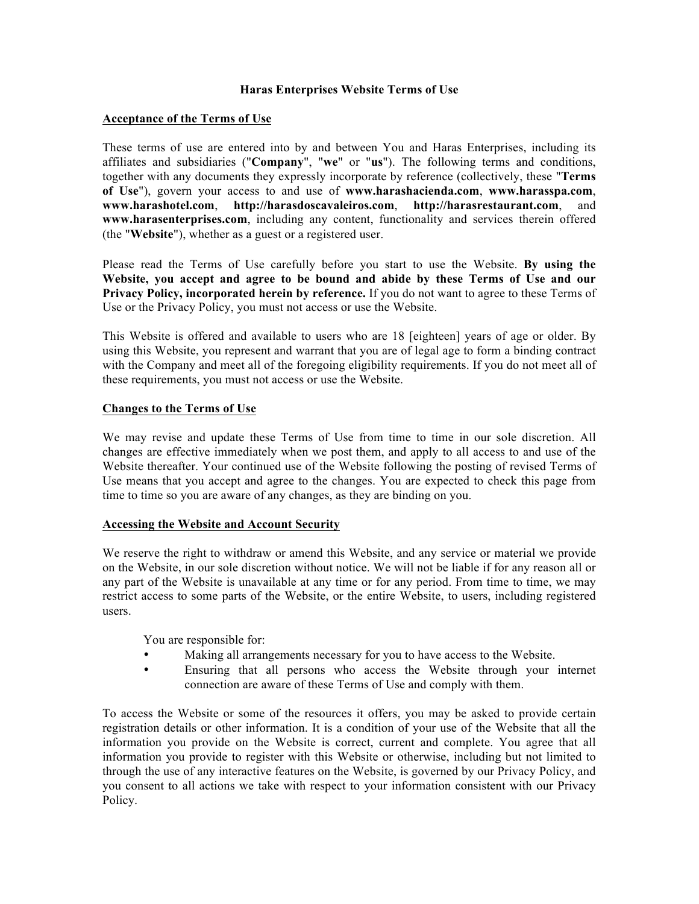# Haras Enterprises Website Terms of Use

## Acceptance of the Terms of Use

These terms of use are entered into by and between You and Haras Enterprises, including its affiliates and subsidiaries ("**Company**", "**we**" or "**us**"). The following terms and conditions, together with any documents they expressly incorporate by reference (collectively, these "**Terms of Use**"), govern your access to and use of **www.harashacienda.com**, **www.harasspa.com**, **www.harashotel.com**, **http://harasdoscavaleiros.com**, **http://harasrestaurant.com**, and **www.harasenterprises.com**, including any content, functionality and services therein offered (the "**Website**"), whether as a guest or a registered user.

Please read the Terms of Use carefully before you start to use the Website. **By using the Website, you accept and agree to be bound and abide by these Terms of Use and our Privacy Policy, incorporated herein by reference.** If you do not want to agree to these Terms of Use or the Privacy Policy, you must not access or use the Website.

This Website is offered and available to users who are 18 [eighteen] years of age or older. By using this Website, you represent and warrant that you are of legal age to form a binding contract with the Company and meet all of the foregoing eligibility requirements. If you do not meet all of these requirements, you must not access or use the Website.

## Changes to the Terms of Use

We may revise and update these Terms of Use from time to time in our sole discretion. All changes are effective immediately when we post them, and apply to all access to and use of the Website thereafter. Your continued use of the Website following the posting of revised Terms of Use means that you accept and agree to the changes. You are expected to check this page from time to time so you are aware of any changes, as they are binding on you.

## Accessing the Website and Account Security

We reserve the right to withdraw or amend this Website, and any service or material we provide on the Website, in our sole discretion without notice. We will not be liable if for any reason all or any part of the Website is unavailable at any time or for any period. From time to time, we may restrict access to some parts of the Website, or the entire Website, to users, including registered users.

You are responsible for:

- Making all arrangements necessary for you to have access to the Website.
- Ensuring that all persons who access the Website through your internet connection are aware of these Terms of Use and comply with them.

To access the Website or some of the resources it offers, you may be asked to provide certain registration details or other information. It is a condition of your use of the Website that all the information you provide on the Website is correct, current and complete. You agree that all information you provide to register with this Website or otherwise, including but not limited to through the use of any interactive features on the Website, is governed by our Privacy Policy, and you consent to all actions we take with respect to your information consistent with our Privacy Policy.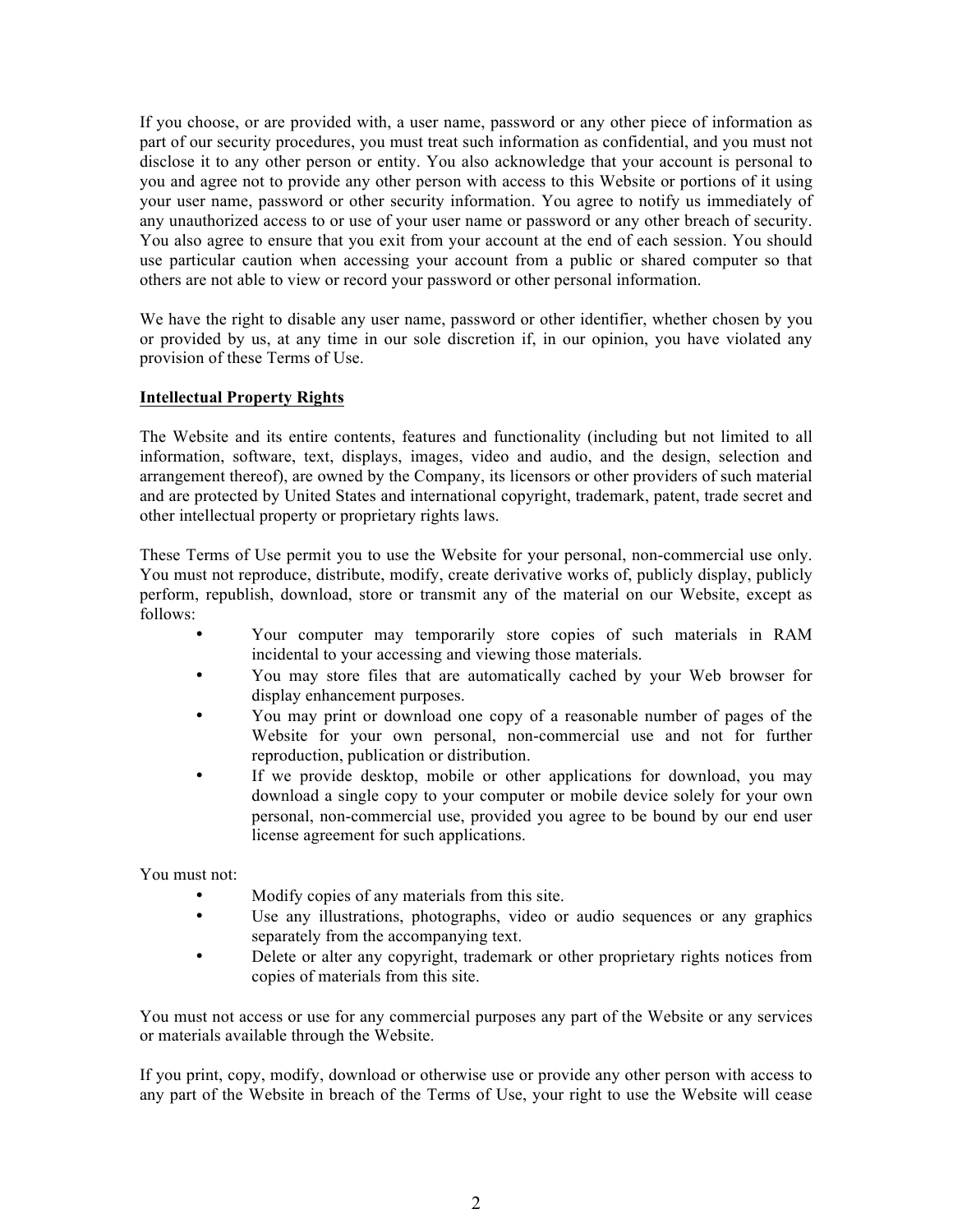If you choose, or are provided with, a user name, password or any other piece of information as part of our security procedures, you must treat such information as confidential, and you must not disclose it to any other person or entity. You also acknowledge that your account is personal to you and agree not to provide any other person with access to this Website or portions of it using your user name, password or other security information. You agree to notify us immediately of any unauthorized access to or use of your user name or password or any other breach of security. You also agree to ensure that you exit from your account at the end of each session. You should use particular caution when accessing your account from a public or shared computer so that others are not able to view or record your password or other personal information.

We have the right to disable any user name, password or other identifier, whether chosen by you or provided by us, at any time in our sole discretion if, in our opinion, you have violated any provision of these Terms of Use.

**Intellectual Property Rights**

The Website and its entire contents, features and functionality (including but not limited to all information, software, text, displays, images, video and audio, and the design, selection and arrangement thereof), are owned by the Company, its licensors or other providers of such material and are protected by United States and international copyright, trademark, patent, trade secret and other intellectual property or proprietary rights laws.

These Terms of Use permit you to use the Website for your personal, non-commercial use only. You must not reproduce, distribute, modify, create derivative works of, publicly display, publicly perform, republish, download, store or transmit any of the material on our Website, except as follows:

- Your computer may temporarily store copies of such materials in RAM incidental to your accessing and viewing those materials.
- You may store files that are automatically cached by your Web browser for display enhancement purposes.
- You may print or download one copy of a reasonable number of pages of the Website for your own personal, non-commercial use and not for further reproduction, publication or distribution.
- If we provide desktop, mobile or other applications for download, you may download a single copy to your computer or mobile device solely for your own personal, non-commercial use, provided you agree to be bound by our end user license agreement for such applications.

You must not:

- Modify copies of any materials from this site.
- Use any illustrations, photographs, video or audio sequences or any graphics separately from the accompanying text.
- Delete or alter any copyright, trademark or other proprietary rights notices from copies of materials from this site.

You must not access or use for any commercial purposes any part of the Website or any services or materials available through the Website.

If you print, copy, modify, download or otherwise use or provide any other person with access to any part of the Website in breach of the Terms of Use, your right to use the Website will cease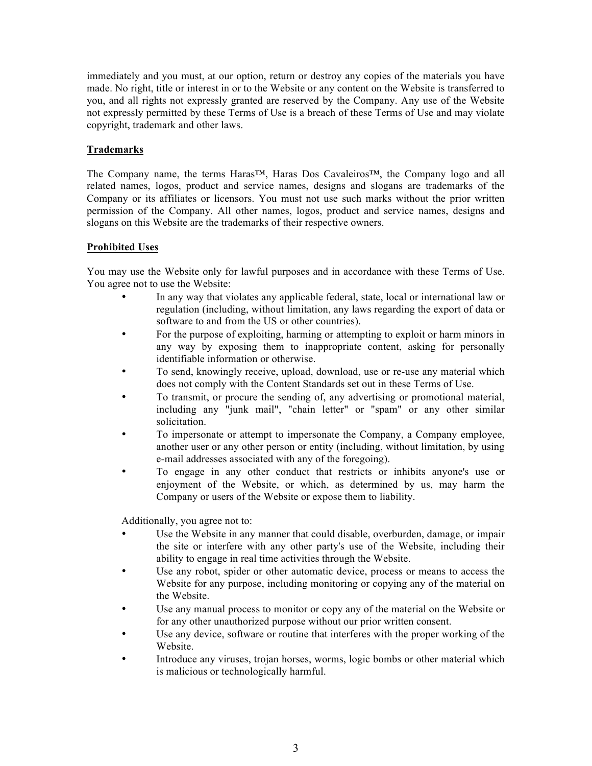immediately and you must, at our option, return or destroy any copies of the materials you have made. No right, title or interest in or to the Website or any content on the Website is transferred to you, and all rights not expressly granted are reserved by the Company. Any use of the Website not expressly permitted by these Terms of Use is a breach of these Terms of Use and may violate copyright, trademark and other laws.

## Trademarks

The Company name, the terms Haras™, Haras Dos Cavaleiros™, the Company logo and all related names, logos, product and service names, designs and slogans are trademarks of the Company or its affiliates or licensors. You must not use such marks without the prior written permission of the Company. All other names, logos, product and service names, designs and slogans on this Website are the trademarks of their respective owners.

## Prohibited Uses

You may use the Website only for lawful purposes and in accordance with these Terms of Use. You agree not to use the Website:

- In any way that violates any applicable federal, state, local or international law or regulation (including, without limitation, any laws regarding the export of data or software to and from the US or other countries).
- For the purpose of exploiting, harming or attempting to exploit or harm minors in any way by exposing them to inappropriate content, asking for personally identifiable information or otherwise.
- To send, knowingly receive, upload, download, use or re-use any material which does not comply with the Content Standards set out in these Terms of Use.
- To transmit, or procure the sending of, any advertising or promotional material, including any "junk mail", "chain letter" or "spam" or any other similar solicitation.
- To impersonate or attempt to impersonate the Company, a Company employee, another user or any other person or entity (including, without limitation, by using e-mail addresses associated with any of the foregoing).
- To engage in any other conduct that restricts or inhibits anyone's use or enjoyment of the Website, or which, as determined by us, may harm the Company or users of the Website or expose them to liability.

Additionally, you agree not to:

- Use the Website in any manner that could disable, overburden, damage, or impair the site or interfere with any other party's use of the Website, including their ability to engage in real time activities through the Website.
- Use any robot, spider or other automatic device, process or means to access the Website for any purpose, including monitoring or copying any of the material on the Website.
- Use any manual process to monitor or copy any of the material on the Website or for any other unauthorized purpose without our prior written consent.
- Use any device, software or routine that interferes with the proper working of the Website.
- Introduce any viruses, trojan horses, worms, logic bombs or other material which is malicious or technologically harmful.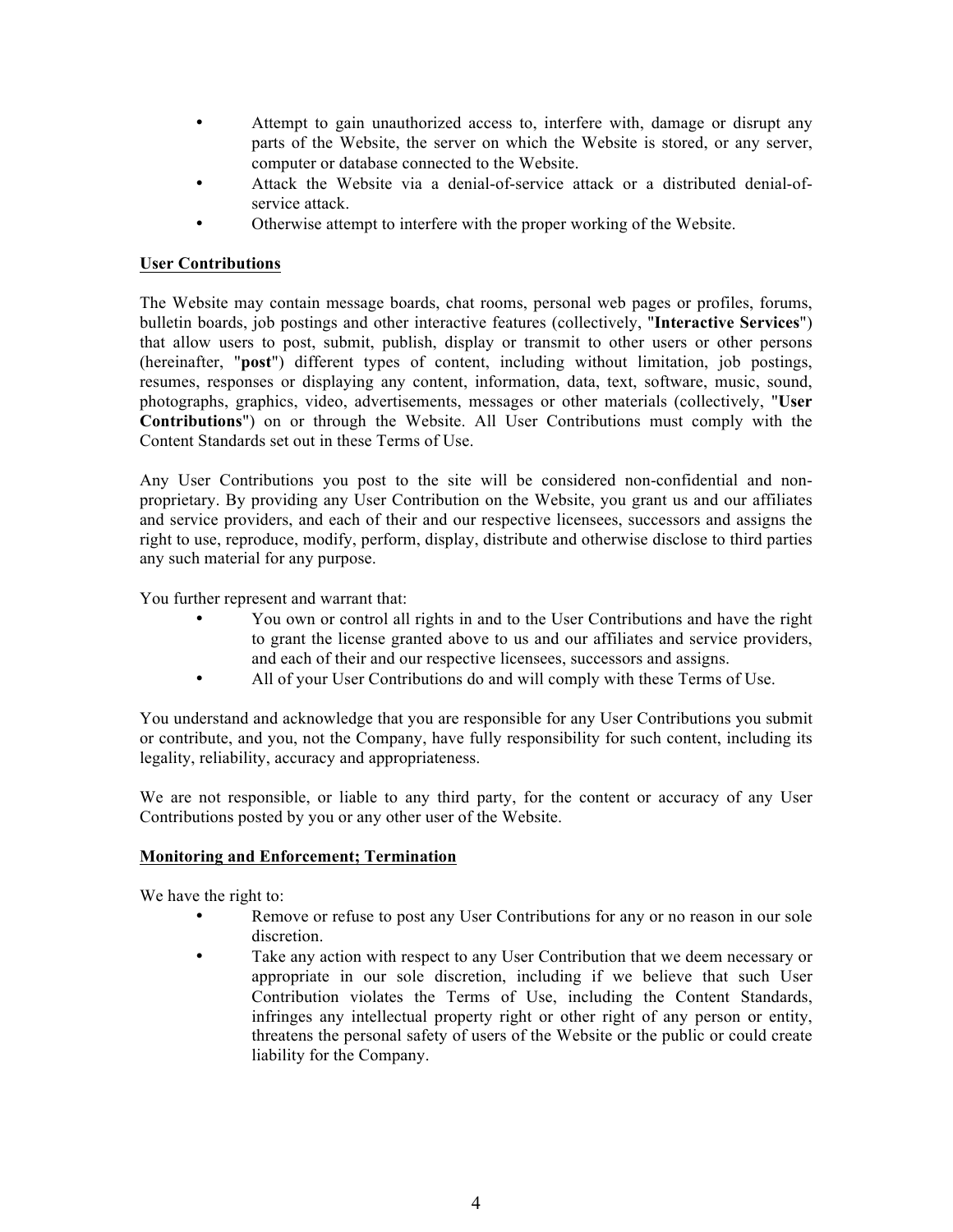- Attempt to gain unauthorized access to, interfere with, damage or disrupt any parts of the Website, the server on which the Website is stored, or any server, computer or database connected to the Website.
- Attack the Website via a denial-of-service attack or a distributed denial-of-service attack.
- Otherwise attempt to interfere with the proper working of the Website.

**User Contributions**

The Website may contain message boards, chat rooms, personal web pages or profiles, forums, bulletin boards, job postings and other interactive features (collectively, "**Interactive Services**") that allow users to post, submit, publish, display or transmit to other users or other persons (hereinafter, "**post**") different types of content, including without limitation, job postings, resumes, responses or displaying any content, information, data, text, software, music, sound, photographs, graphics, video, advertisements, messages or other materials (collectively, "**User Contributions**") on or through the Website. All User Contributions must comply with the Content Standards set out in these Terms of Use.

Any User Contributions you post to the site will be considered non-confidential and non-proprietary. By providing any User Contribution on the Website, you grant us and our affiliates and service providers, and each of their and our respective licensees, successors and assigns the right to use, reproduce, modify, perform, display, distribute and otherwise disclose to third parties any such material for any purpose.

You further represent and warrant that:

- You own or control all rights in and to the User Contributions and have the right to grant the license granted above to us and our affiliates and service providers, and each of their and our respective licensees, successors and assigns.
- All of your User Contributions do and will comply with these Terms of Use.

You understand and acknowledge that you are responsible for any User Contributions you submit or contribute, and you, not the Company, have fully responsibility for such content, including its legality, reliability, accuracy and appropriateness.

We are not responsible, or liable to any third party, for the content or accuracy of any User Contributions posted by you or any other user of the Website.

**Monitoring and Enforcement; Termination**

We have the right to:

- Remove or refuse to post any User Contributions for any or no reason in our sole discretion.
- Take any action with respect to any User Contribution that we deem necessary or appropriate in our sole discretion, including if we believe that such User Contribution violates the Terms of Use, including the Content Standards, infringes any intellectual property right or other right of any person or entity, threatens the personal safety of users of the Website or the public or could create liability for the Company.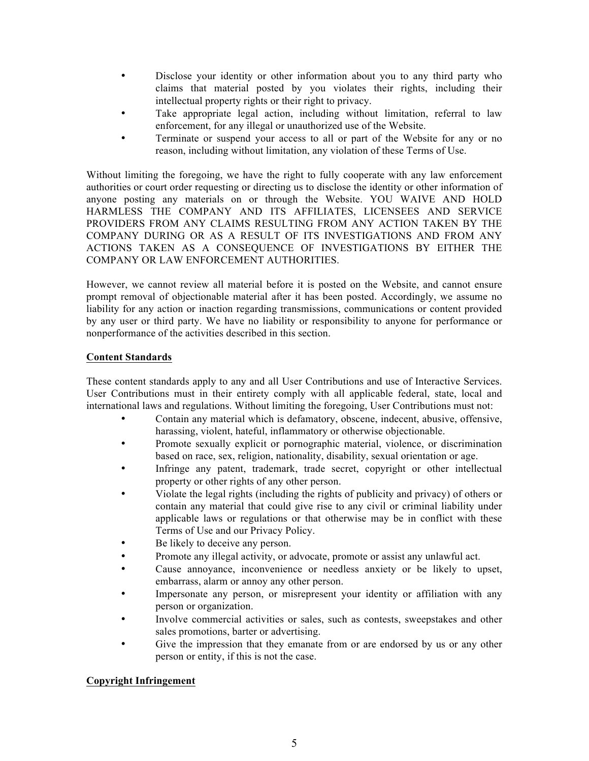- Disclose your identity or other information about you to any third party who claims that material posted by you violates their rights, including their intellectual property rights or their right to privacy.
- Take appropriate legal action, including without limitation, referral to law enforcement, for any illegal or unauthorized use of the Website.
- Terminate or suspend your access to all or part of the Website for any or no reason, including without limitation, any violation of these Terms of Use.

Without limiting the foregoing, we have the right to fully cooperate with any law enforcement authorities or court order requesting or directing us to disclose the identity or other information of anyone posting any materials on or through the Website. YOU WAIVE AND HOLD HARMLESS THE COMPANY AND ITS AFFILIATES, LICENSEES AND SERVICE PROVIDERS FROM ANY CLAIMS RESULTING FROM ANY ACTION TAKEN BY THE COMPANY DURING OR AS A RESULT OF ITS INVESTIGATIONS AND FROM ANY ACTIONS TAKEN AS A CONSEQUENCE OF INVESTIGATIONS BY EITHER THE COMPANY OR LAW ENFORCEMENT AUTHORITIES.

However, we cannot review all material before it is posted on the Website, and cannot ensure prompt removal of objectionable material after it has been posted. Accordingly, we assume no liability for any action or inaction regarding transmissions, communications or content provided by any user or third party. We have no liability or responsibility to anyone for performance or nonperformance of the activities described in this section.

**Content Standards**

These content standards apply to any and all User Contributions and use of Interactive Services. User Contributions must in their entirety comply with all applicable federal, state, local and international laws and regulations. Without limiting the foregoing, User Contributions must not:

- Contain any material which is defamatory, obscene, indecent, abusive, offensive, harassing, violent, hateful, inflammatory or otherwise objectionable.
- Promote sexually explicit or pornographic material, violence, or discrimination based on race, sex, religion, nationality, disability, sexual orientation or age.
- Infringe any patent, trademark, trade secret, copyright or other intellectual property or other rights of any other person.
- Violate the legal rights (including the rights of publicity and privacy) of others or contain any material that could give rise to any civil or criminal liability under applicable laws or regulations or that otherwise may be in conflict with these Terms of Use and our Privacy Policy.
- Be likely to deceive any person.
- Promote any illegal activity, or advocate, promote or assist any unlawful act.
- Cause annoyance, inconvenience or needless anxiety or be likely to upset, embarrass, alarm or annoy any other person.
- Impersonate any person, or misrepresent your identity or affiliation with any person or organization.
- Involve commercial activities or sales, such as contests, sweepstakes and other sales promotions, barter or advertising.
- Give the impression that they emanate from or are endorsed by us or any other person or entity, if this is not the case.

**Copyright Infringement**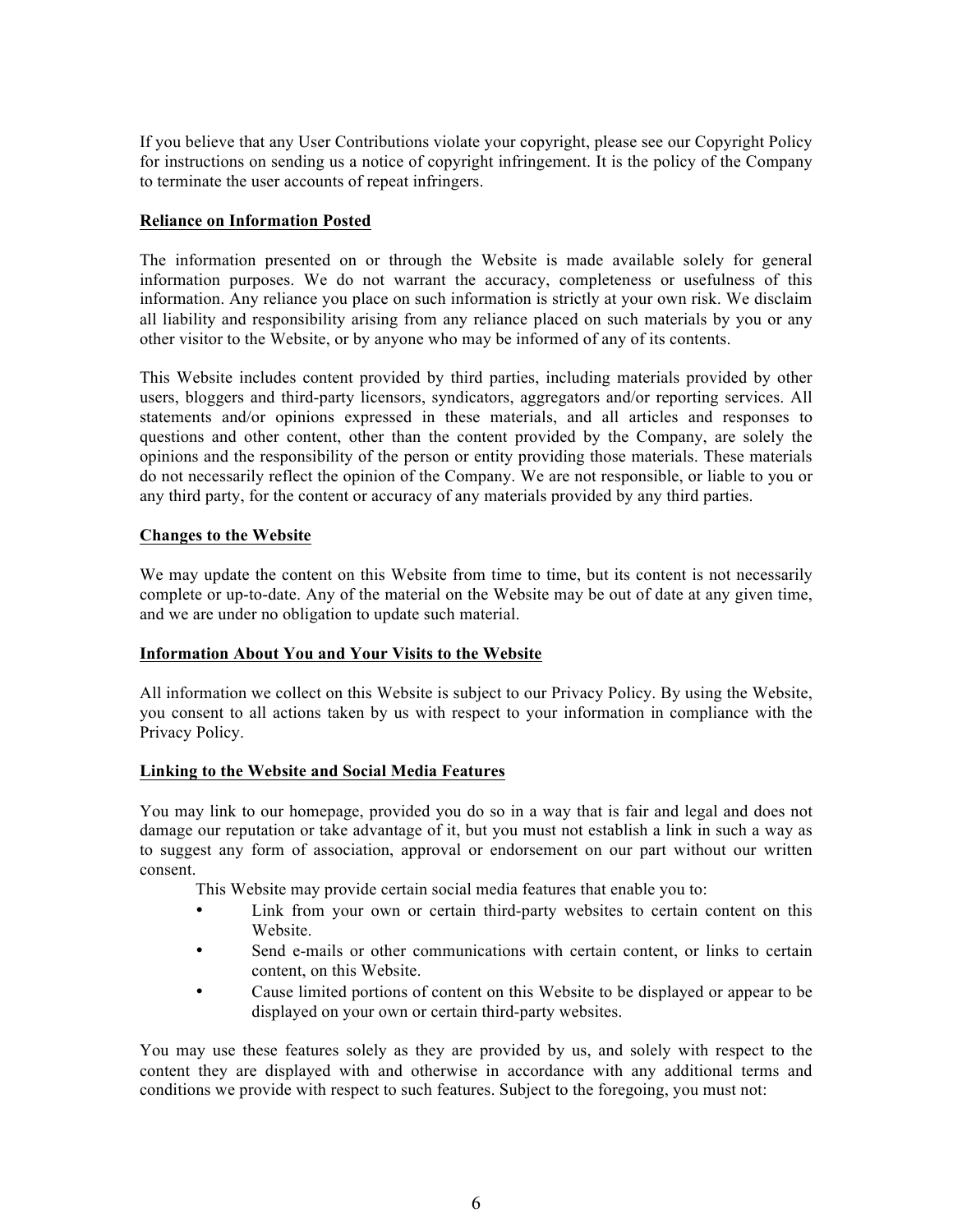If you believe that any User Contributions violate your copyright, please see our Copyright Policy for instructions on sending us a notice of copyright infringement. It is the policy of the Company to terminate the user accounts of repeat infringers.

**Reliance on Information Posted**

The information presented on or through the Website is made available solely for general information purposes. We do not warrant the accuracy, completeness or usefulness of this information. Any reliance you place on such information is strictly at your own risk. We disclaim all liability and responsibility arising from any reliance placed on such materials by you or any other visitor to the Website, or by anyone who may be informed of any of its contents.

This Website includes content provided by third parties, including materials provided by other users, bloggers and third-party licensors, syndicators, aggregators and/or reporting services. All statements and/or opinions expressed in these materials, and all articles and responses to questions and other content, other than the content provided by the Company, are solely the opinions and the responsibility of the person or entity providing those materials. These materials do not necessarily reflect the opinion of the Company. We are not responsible, or liable to you or any third party, for the content or accuracy of any materials provided by any third parties.

**Changes to the Website**

We may update the content on this Website from time to time, but its content is not necessarily complete or up-to-date. Any of the material on the Website may be out of date at any given time, and we are under no obligation to update such material.

**Information About You and Your Visits to the Website**

All information we collect on this Website is subject to our Privacy Policy. By using the Website, you consent to all actions taken by us with respect to your information in compliance with the Privacy Policy.

**Linking to the Website and Social Media Features**

You may link to our homepage, provided you do so in a way that is fair and legal and does not damage our reputation or take advantage of it, but you must not establish a link in such a way as to suggest any form of association, approval or endorsement on our part without our written consent.

This Website may provide certain social media features that enable you to:

- Link from your own or certain third-party websites to certain content on this Website.
- Send e-mails or other communications with certain content, or links to certain content, on this Website.
- Cause limited portions of content on this Website to be displayed or appear to be displayed on your own or certain third-party websites.

You may use these features solely as they are provided by us, and solely with respect to the content they are displayed with and otherwise in accordance with any additional terms and conditions we provide with respect to such features. Subject to the foregoing, you must not: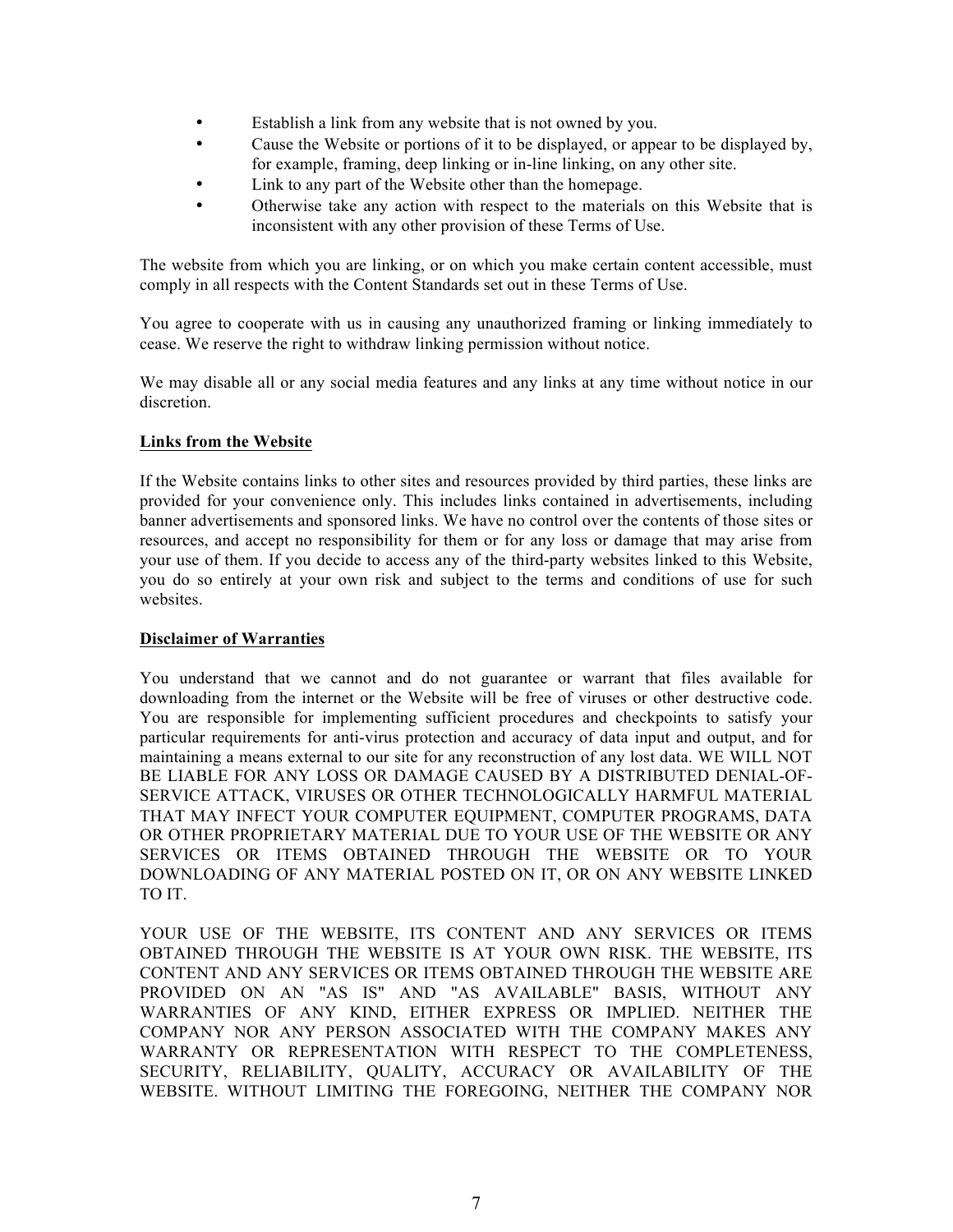- Establish a link from any website that is not owned by you.
- Cause the Website or portions of it to be displayed, or appear to be displayed by, for example, framing, deep linking or in-line linking, on any other site.
- Link to any part of the Website other than the homepage.
- Otherwise take any action with respect to the materials on this Website that is inconsistent with any other provision of these Terms of Use.

The website from which you are linking, or on which you make certain content accessible, must comply in all respects with the Content Standards set out in these Terms of Use.

You agree to cooperate with us in causing any unauthorized framing or linking immediately to cease. We reserve the right to withdraw linking permission without notice.

We may disable all or any social media features and any links at any time without notice in our discretion.

**Links from the Website**

If the Website contains links to other sites and resources provided by third parties, these links are provided for your convenience only. This includes links contained in advertisements, including banner advertisements and sponsored links. We have no control over the contents of those sites or resources, and accept no responsibility for them or for any loss or damage that may arise from your use of them. If you decide to access any of the third-party websites linked to this Website, you do so entirely at your own risk and subject to the terms and conditions of use for such websites.

**Disclaimer of Warranties**

You understand that we cannot and do not guarantee or warrant that files available for downloading from the internet or the Website will be free of viruses or other destructive code. You are responsible for implementing sufficient procedures and checkpoints to satisfy your particular requirements for anti-virus protection and accuracy of data input and output, and for maintaining a means external to our site for any reconstruction of any lost data. WE WILL NOT BE LIABLE FOR ANY LOSS OR DAMAGE CAUSED BY A DISTRIBUTED DENIAL-OF-SERVICE ATTACK, VIRUSES OR OTHER TECHNOLOGICALLY HARMFUL MATERIAL THAT MAY INFECT YOUR COMPUTER EQUIPMENT, COMPUTER PROGRAMS, DATA OR OTHER PROPRIETARY MATERIAL DUE TO YOUR USE OF THE WEBSITE OR ANY SERVICES OR ITEMS OBTAINED THROUGH THE WEBSITE OR TO YOUR DOWNLOADING OF ANY MATERIAL POSTED ON IT, OR ON ANY WEBSITE LINKED TO IT.

YOUR USE OF THE WEBSITE, ITS CONTENT AND ANY SERVICES OR ITEMS OBTAINED THROUGH THE WEBSITE IS AT YOUR OWN RISK. THE WEBSITE, ITS CONTENT AND ANY SERVICES OR ITEMS OBTAINED THROUGH THE WEBSITE ARE PROVIDED ON AN "AS IS" AND "AS AVAILABLE" BASIS, WITHOUT ANY WARRANTIES OF ANY KIND, EITHER EXPRESS OR IMPLIED. NEITHER THE COMPANY NOR ANY PERSON ASSOCIATED WITH THE COMPANY MAKES ANY WARRANTY OR REPRESENTATION WITH RESPECT TO THE COMPLETENESS, SECURITY, RELIABILITY, QUALITY, ACCURACY OR AVAILABILITY OF THE WEBSITE. WITHOUT LIMITING THE FOREGOING, NEITHER THE COMPANY NOR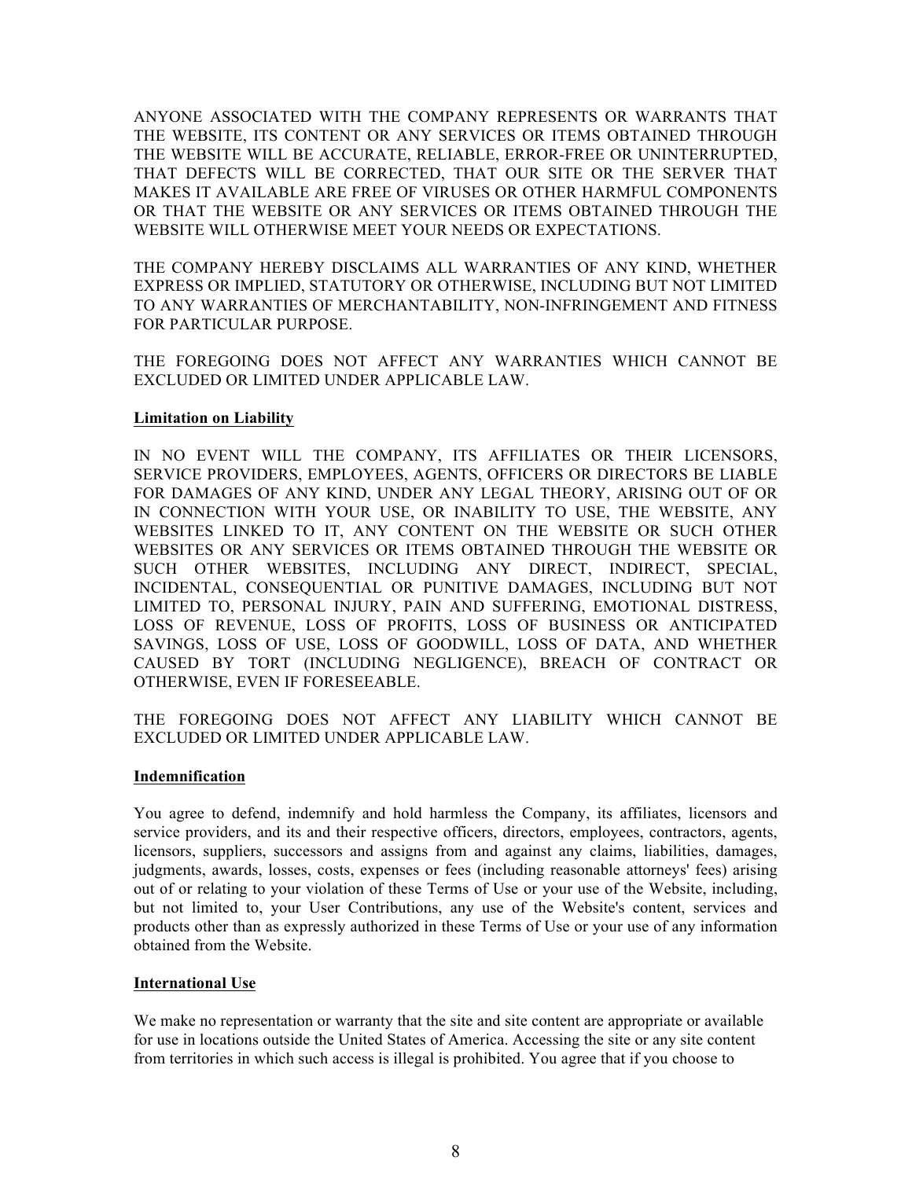ANYONE ASSOCIATED WITH THE COMPANY REPRESENTS OR WARRANTS THAT THE WEBSITE, ITS CONTENT OR ANY SERVICES OR ITEMS OBTAINED THROUGH THE WEBSITE WILL BE ACCURATE, RELIABLE, ERROR-FREE OR UNINTERRUPTED, THAT DEFECTS WILL BE CORRECTED, THAT OUR SITE OR THE SERVER THAT MAKES IT AVAILABLE ARE FREE OF VIRUSES OR OTHER HARMFUL COMPONENTS OR THAT THE WEBSITE OR ANY SERVICES OR ITEMS OBTAINED THROUGH THE WEBSITE WILL OTHERWISE MEET YOUR NEEDS OR EXPECTATIONS.

THE COMPANY HEREBY DISCLAIMS ALL WARRANTIES OF ANY KIND, WHETHER EXPRESS OR IMPLIED, STATUTORY OR OTHERWISE, INCLUDING BUT NOT LIMITED TO ANY WARRANTIES OF MERCHANTABILITY, NON-INFRINGEMENT AND FITNESS FOR PARTICULAR PURPOSE.

THE FOREGOING DOES NOT AFFECT ANY WARRANTIES WHICH CANNOT BE EXCLUDED OR LIMITED UNDER APPLICABLE LAW.

**Limitation on Liability**

IN NO EVENT WILL THE COMPANY, ITS AFFILIATES OR THEIR LICENSORS, SERVICE PROVIDERS, EMPLOYEES, AGENTS, OFFICERS OR DIRECTORS BE LIABLE FOR DAMAGES OF ANY KIND, UNDER ANY LEGAL THEORY, ARISING OUT OF OR IN CONNECTION WITH YOUR USE, OR INABILITY TO USE, THE WEBSITE, ANY WEBSITES LINKED TO IT, ANY CONTENT ON THE WEBSITE OR SUCH OTHER WEBSITES OR ANY SERVICES OR ITEMS OBTAINED THROUGH THE WEBSITE OR SUCH OTHER WEBSITES, INCLUDING ANY DIRECT, INDIRECT, SPECIAL, INCIDENTAL, CONSEQUENTIAL OR PUNITIVE DAMAGES, INCLUDING BUT NOT LIMITED TO, PERSONAL INJURY, PAIN AND SUFFERING, EMOTIONAL DISTRESS, LOSS OF REVENUE, LOSS OF PROFITS, LOSS OF BUSINESS OR ANTICIPATED SAVINGS, LOSS OF USE, LOSS OF GOODWILL, LOSS OF DATA, AND WHETHER CAUSED BY TORT (INCLUDING NEGLIGENCE), BREACH OF CONTRACT OR OTHERWISE, EVEN IF FORESEEABLE.

THE FOREGOING DOES NOT AFFECT ANY LIABILITY WHICH CANNOT BE EXCLUDED OR LIMITED UNDER APPLICABLE LAW.

**Indemnification**

You agree to defend, indemnify and hold harmless the Company, its affiliates, licensors and service providers, and its and their respective officers, directors, employees, contractors, agents, licensors, suppliers, successors and assigns from and against any claims, liabilities, damages, judgments, awards, losses, costs, expenses or fees (including reasonable attorneys' fees) arising out of or relating to your violation of these Terms of Use or your use of the Website, including, but not limited to, your User Contributions, any use of the Website's content, services and products other than as expressly authorized in these Terms of Use or your use of any information obtained from the Website.

**International Use**

We make no representation or warranty that the site and site content are appropriate or available for use in locations outside the United States of America. Accessing the site or any site content from territories in which such access is illegal is prohibited. You agree that if you choose to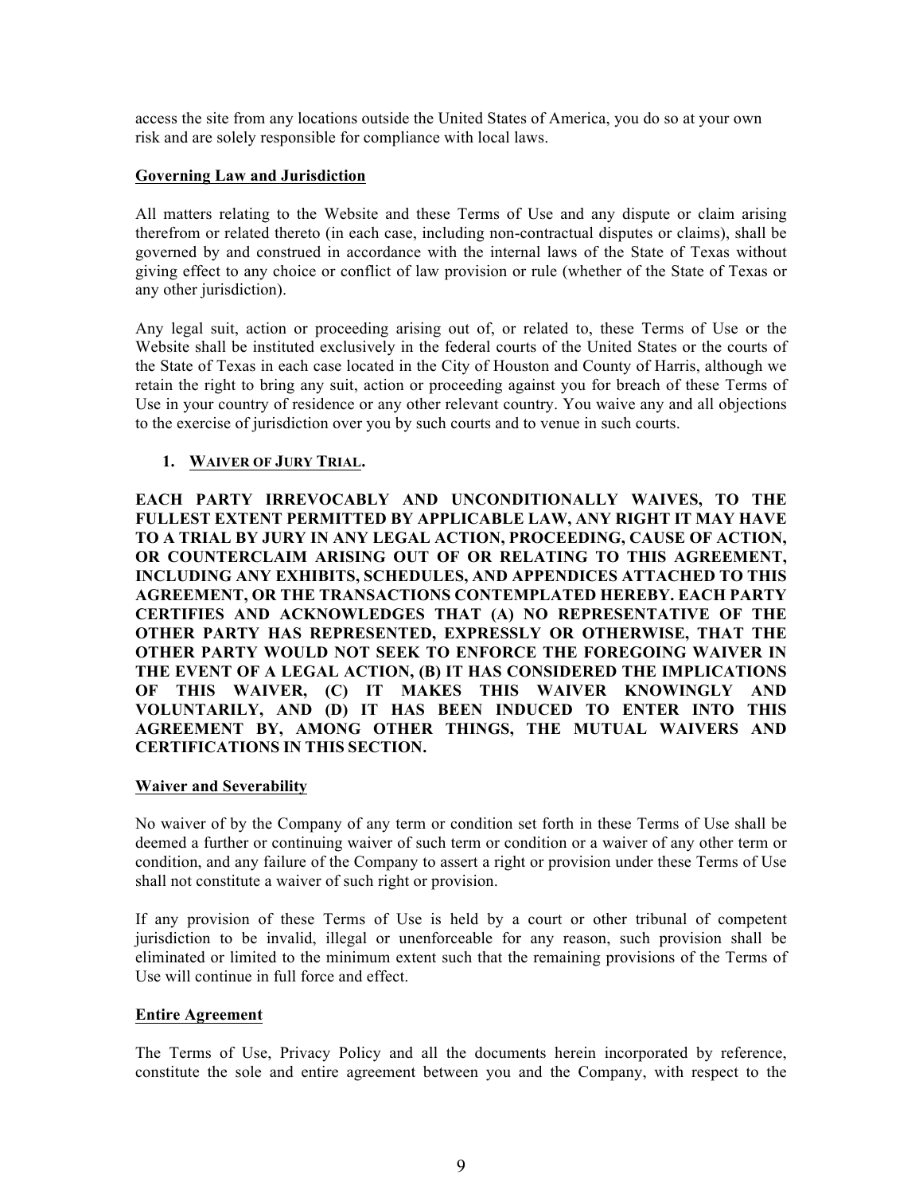access the site from any locations outside the United States of America, you do so at your own risk and are solely responsible for compliance with local laws.

**Governing Law and Jurisdiction**

All matters relating to the Website and these Terms of Use and any dispute or claim arising therefrom or related thereto (in each case, including non-contractual disputes or claims), shall be governed by and construed in accordance with the internal laws of the State of Texas without giving effect to any choice or conflict of law provision or rule (whether of the State of Texas or any other jurisdiction).

Any legal suit, action or proceeding arising out of, or related to, these Terms of Use or the Website shall be instituted exclusively in the federal courts of the United States or the courts of the State of Texas in each case located in the City of Houston and County of Harris, although we retain the right to bring any suit, action or proceeding against you for breach of these Terms of Use in your country of residence or any other relevant country. You waive any and all objections to the exercise of jurisdiction over you by such courts and to venue in such courts.

1. **WAIVER OF JURY TRIAL.**

**EACH PARTY IRREVOCABLY AND UNCONDITIONALLY WAIVES, TO THE FULLEST EXTENT PERMITTED BY APPLICABLE LAW, ANY RIGHT IT MAY HAVE TO A TRIAL BY JURY IN ANY LEGAL ACTION, PROCEEDING, CAUSE OF ACTION, OR COUNTERCLAIM ARISING OUT OF OR RELATING TO THIS AGREEMENT, INCLUDING ANY EXHIBITS, SCHEDULES, AND APPENDICES ATTACHED TO THIS AGREEMENT, OR THE TRANSACTIONS CONTEMPLATED HEREBY. EACH PARTY CERTIFIES AND ACKNOWLEDGES THAT (A) NO REPRESENTATIVE OF THE OTHER PARTY HAS REPRESENTED, EXPRESSLY OR OTHERWISE, THAT THE OTHER PARTY WOULD NOT SEEK TO ENFORCE THE FOREGOING WAIVER IN THE EVENT OF A LEGAL ACTION, (B) IT HAS CONSIDERED THE IMPLICATIONS OF THIS WAIVER, (C) IT MAKES THIS WAIVER KNOWINGLY AND VOLUNTARILY, AND (D) IT HAS BEEN INDUCED TO ENTER INTO THIS AGREEMENT BY, AMONG OTHER THINGS, THE MUTUAL WAIVERS AND CERTIFICATIONS IN THIS SECTION.**

**Waiver and Severability**

No waiver of by the Company of any term or condition set forth in these Terms of Use shall be deemed a further or continuing waiver of such term or condition or a waiver of any other term or condition, and any failure of the Company to assert a right or provision under these Terms of Use shall not constitute a waiver of such right or provision.

If any provision of these Terms of Use is held by a court or other tribunal of competent jurisdiction to be invalid, illegal or unenforceable for any reason, such provision shall be eliminated or limited to the minimum extent such that the remaining provisions of the Terms of Use will continue in full force and effect.

**Entire Agreement**

The Terms of Use, Privacy Policy and all the documents herein incorporated by reference, constitute the sole and entire agreement between you and the Company, with respect to the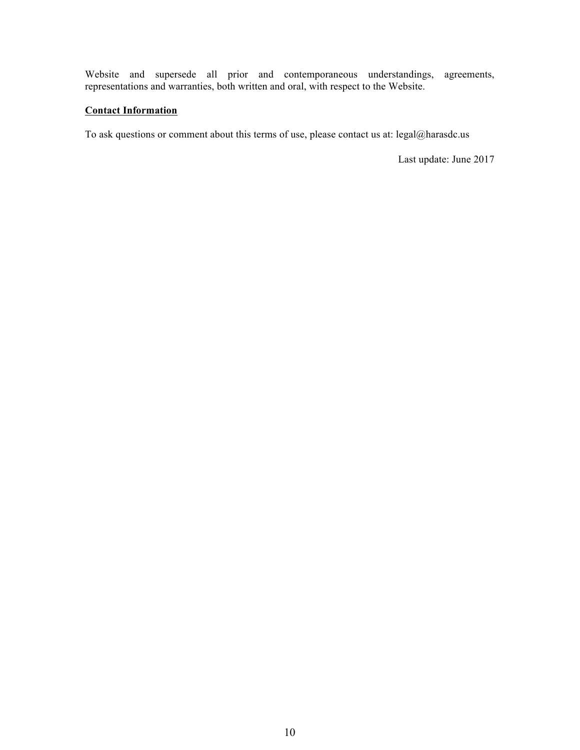Website and supersede all prior and contemporaneous understandings, agreements, representations and warranties, both written and oral, with respect to the Website.

**Contact Information**

To ask questions or comment about this terms of use, please contact us at: legal@harasdc.us

Last update: June 2017